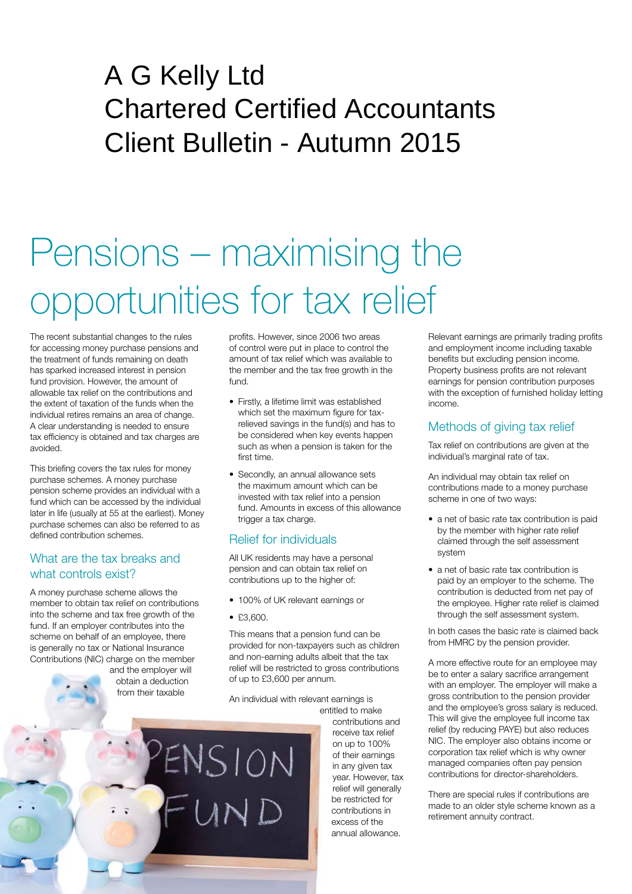# A G Kelly Ltd
# Chartered Certified Accountants
# Client Bulletin - Autumn 2015

# Pensions – maximising the opportunities for tax relief

The recent substantial changes to the rules for accessing money purchase pensions and the treatment of funds remaining on death has sparked increased interest in pension fund provision. However, the amount of allowable tax relief on the contributions and the extent of taxation of the funds when the individual retires remains an area of change. A clear understanding is needed to ensure tax efficiency is obtained and tax charges are avoided.

This briefing covers the tax rules for money purchase schemes. A money purchase pension scheme provides an individual with a fund which can be accessed by the individual later in life (usually at 55 at the earliest). Money purchase schemes can also be referred to as defined contribution schemes.

## What are the tax breaks and what controls exist?

A money purchase scheme allows the member to obtain tax relief on contributions into the scheme and tax free growth of the fund. If an employer contributes into the scheme on behalf of an employee, there is generally no tax or National Insurance Contributions (NIC) charge on the member and the employer will obtain a deduction from their taxable profits. However, since 2006 two areas of control were put in place to control the amount of tax relief which was available to the member and the tax free growth in the fund.

- Firstly, a lifetime limit was established which set the maximum figure for tax-relieved savings in the fund(s) and has to be considered when key events happen such as when a pension is taken for the first time.
- Secondly, an annual allowance sets the maximum amount which can be invested with tax relief into a pension fund. Amounts in excess of this allowance trigger a tax charge.

## Relief for individuals

All UK residents may have a personal pension and can obtain tax relief on contributions up to the higher of:

- 100% of UK relevant earnings or
- £3,600.

This means that a pension fund can be provided for non-taxpayers such as children and non-earning adults albeit that the tax relief will be restricted to gross contributions of up to £3,600 per annum.

An individual with relevant earnings is entitled to make contributions and receive tax relief on up to 100% of their earnings in any given tax year. However, tax relief will generally be restricted for contributions in excess of the annual allowance.

Relevant earnings are primarily trading profits and employment income including taxable benefits but excluding pension income. Property business profits are not relevant earnings for pension contribution purposes with the exception of furnished holiday letting income.

## Methods of giving tax relief

Tax relief on contributions are given at the individual's marginal rate of tax.

An individual may obtain tax relief on contributions made to a money purchase scheme in one of two ways:

- a net of basic rate tax contribution is paid by the member with higher rate relief claimed through the self assessment system
- a net of basic rate tax contribution is paid by an employer to the scheme. The contribution is deducted from net pay of the employee. Higher rate relief is claimed through the self assessment system.

In both cases the basic rate is claimed back from HMRC by the pension provider.

A more effective route for an employee may be to enter a salary sacrifice arrangement with an employer. The employer will make a gross contribution to the pension provider and the employee's gross salary is reduced. This will give the employee full income tax relief (by reducing PAYE) but also reduces NIC. The employer also obtains income or corporation tax relief which is why owner managed companies often pay pension contributions for director-shareholders.

There are special rules if contributions are made to an older style scheme known as a retirement annuity contract.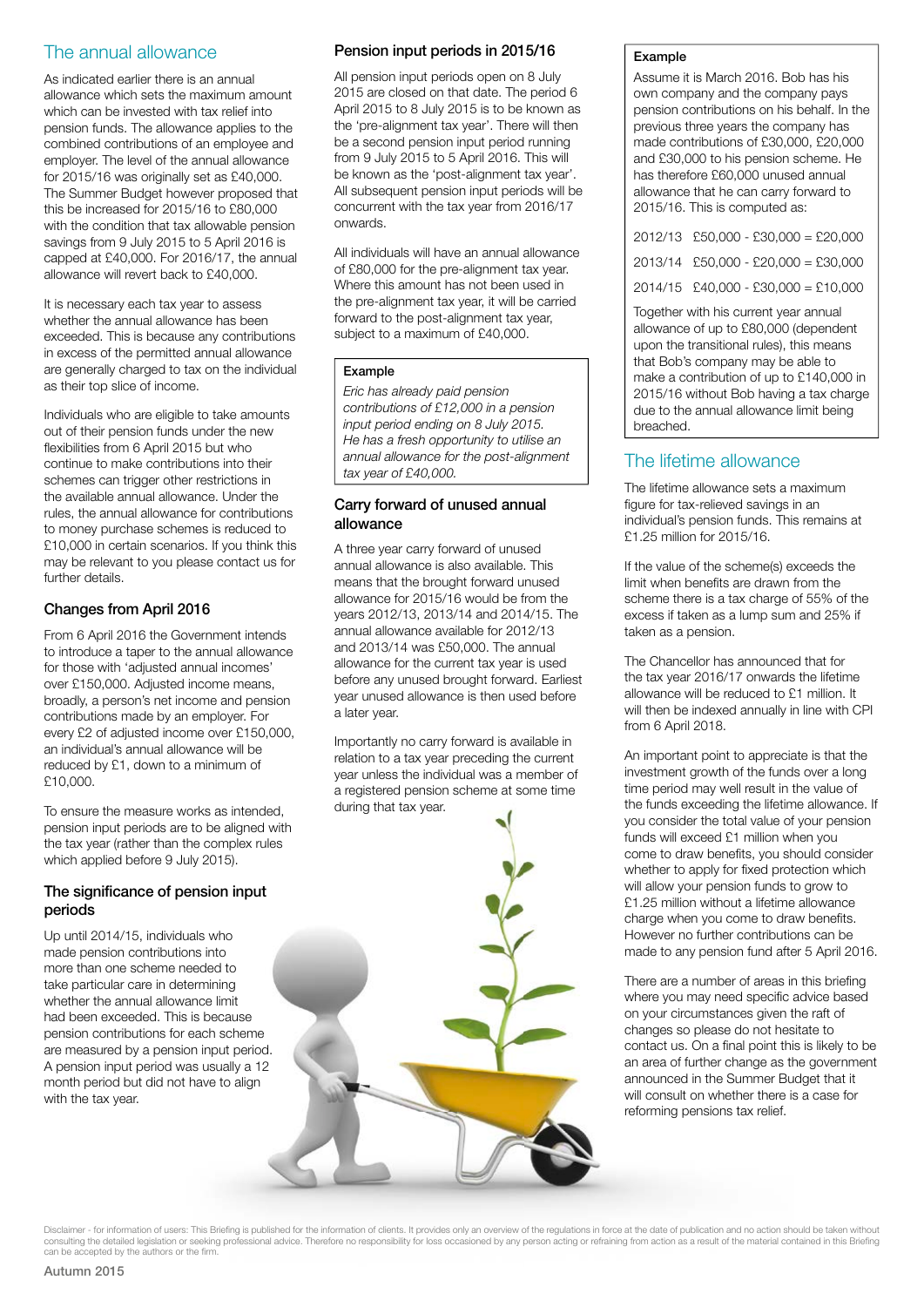## The annual allowance

As indicated earlier there is an annual allowance which sets the maximum amount which can be invested with tax relief into pension funds. The allowance applies to the combined contributions of an employee and employer. The level of the annual allowance for 2015/16 was originally set as £40,000. The Summer Budget however proposed that this be increased for 2015/16 to £80,000 with the condition that tax allowable pension savings from 9 July 2015 to 5 April 2016 is capped at £40,000. For 2016/17, the annual allowance will revert back to £40,000.

It is necessary each tax year to assess whether the annual allowance has been exceeded. This is because any contributions in excess of the permitted annual allowance are generally charged to tax on the individual as their top slice of income.

Individuals who are eligible to take amounts out of their pension funds under the new flexibilities from 6 April 2015 but who continue to make contributions into their schemes can trigger other restrictions in the available annual allowance. Under the rules, the annual allowance for contributions to money purchase schemes is reduced to £10,000 in certain scenarios. If you think this may be relevant to you please contact us for further details.

### Changes from April 2016

From 6 April 2016 the Government intends to introduce a taper to the annual allowance for those with 'adjusted annual incomes' over £150,000. Adjusted income means, broadly, a person's net income and pension contributions made by an employer. For every £2 of adjusted income over £150,000, an individual's annual allowance will be reduced by £1, down to a minimum of £10,000.

To ensure the measure works as intended, pension input periods are to be aligned with the tax year (rather than the complex rules which applied before 9 July 2015).

### The significance of pension input periods

Up until 2014/15, individuals who made pension contributions into more than one scheme needed to take particular care in determining whether the annual allowance limit had been exceeded. This is because pension contributions for each scheme are measured by a pension input period. A pension input period was usually a 12 month period but did not have to align with the tax year.

### Pension input periods in 2015/16

All pension input periods open on 8 July 2015 are closed on that date. The period 6 April 2015 to 8 July 2015 is to be known as the 'pre-alignment tax year'. There will then be a second pension input period running from 9 July 2015 to 5 April 2016. This will be known as the 'post-alignment tax year'. All subsequent pension input periods will be concurrent with the tax year from 2016/17 onwards.

All individuals will have an annual allowance of £80,000 for the pre-alignment tax year. Where this amount has not been used in the pre-alignment tax year, it will be carried forward to the post-alignment tax year, subject to a maximum of £40,000.

**Example**

*Eric has already paid pension contributions of £12,000 in a pension input period ending on 8 July 2015. He has a fresh opportunity to utilise an annual allowance for the post-alignment tax year of £40,000.*

### Carry forward of unused annual allowance

A three year carry forward of unused annual allowance is also available. This means that the brought forward unused allowance for 2015/16 would be from the years 2012/13, 2013/14 and 2014/15. The annual allowance available for 2012/13 and 2013/14 was £50,000. The annual allowance for the current tax year is used before any unused brought forward. Earliest year unused allowance is then used before a later year.

Importantly no carry forward is available in relation to a tax year preceding the current year unless the individual was a member of a registered pension scheme at some time during that tax year.

**Example**

Assume it is March 2016. Bob has his own company and the company pays pension contributions on his behalf. In the previous three years the company has made contributions of £30,000, £20,000 and £30,000 to his pension scheme. He has therefore £60,000 unused annual allowance that he can carry forward to 2015/16. This is computed as:

2012/13 £50,000 - £30,000 = £20,000

2013/14 £50,000 - £20,000 = £30,000

2014/15 £40,000 - £30,000 = £10,000

Together with his current year annual allowance of up to £80,000 (dependent upon the transitional rules), this means that Bob's company may be able to make a contribution of up to £140,000 in 2015/16 without Bob having a tax charge due to the annual allowance limit being breached.

## The lifetime allowance

The lifetime allowance sets a maximum figure for tax-relieved savings in an individual's pension funds. This remains at £1.25 million for 2015/16.

If the value of the scheme(s) exceeds the limit when benefits are drawn from the scheme there is a tax charge of 55% of the excess if taken as a lump sum and 25% if taken as a pension.

The Chancellor has announced that for the tax year 2016/17 onwards the lifetime allowance will be reduced to £1 million. It will then be indexed annually in line with CPI from 6 April 2018.

An important point to appreciate is that the investment growth of the funds over a long time period may well result in the value of the funds exceeding the lifetime allowance. If you consider the total value of your pension funds will exceed £1 million when you come to draw benefits, you should consider whether to apply for fixed protection which will allow your pension funds to grow to £1.25 million without a lifetime allowance charge when you come to draw benefits. However no further contributions can be made to any pension fund after 5 April 2016.

There are a number of areas in this briefing where you may need specific advice based on your circumstances given the raft of changes so please do not hesitate to contact us. On a final point this is likely to be an area of further change as the government announced in the Summer Budget that it will consult on whether there is a case for reforming pensions tax relief.

Disclaimer - for information of users: This Briefing is published for the information of clients. It provides only an overview of the regulations in force at the date of publication and no action should be taken without consulting the detailed legislation or seeking professional advice. Therefore no responsibility for loss occasioned by any person acting or refraining from action as a result of the material contained in this Briefing can be accepted by the authors or the firm.

Autumn 2015